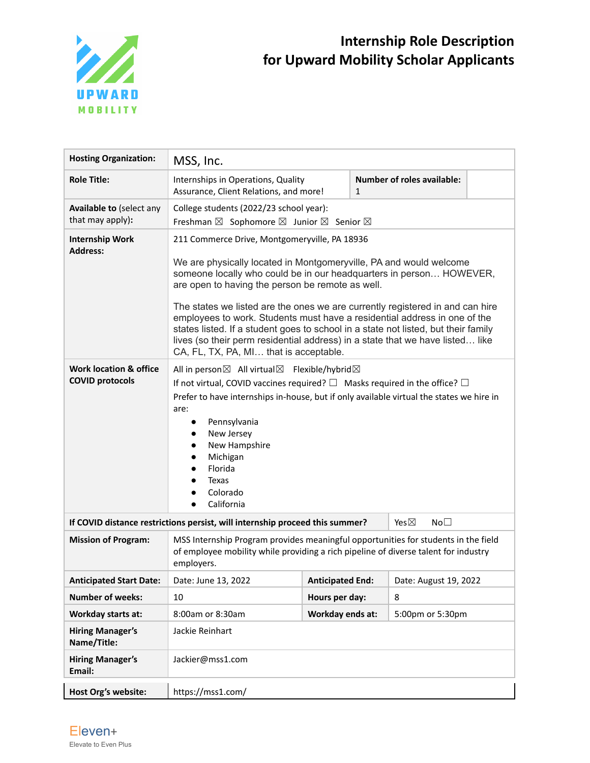# Internship Role Description for Upward Mobility Scholar Applicants

| | | | |
|---|---|---|---|
| **Hosting Organization:** | MSS, Inc. | | |
| **Role Title:** | Internships in Operations, Quality Assurance, Client Relations, and more! | **Number of roles available:** 1 | |
| **Available to** (select any that may apply): | College students (2022/23 school year): Freshman ☒ Sophomore ☒ Junior ☒ Senior ☒ | | |
| **Internship Work Address:** | 211 Commerce Drive, Montgomeryville, PA 18936<br><br>We are physically located in Montgomeryville, PA and would welcome someone locally who could be in our headquarters in person… HOWEVER, are open to having the person be remote as well.<br><br>The states we listed are the ones we are currently registered in and can hire employees to work. Students must have a residential address in one of the states listed. If a student goes to school in a state not listed, but their family lives (so their perm residential address) in a state that we have listed… like CA, FL, TX, PA, MI… that is acceptable. | | |
| **Work location & office COVID protocols** | All in person☒ All virtual☒ Flexible/hybrid☒<br>If not virtual, COVID vaccines required? ☐ Masks required in the office? ☐<br>Prefer to have internships in-house, but if only available virtual the states we hire in are:<br>• Pennsylvania<br>• New Jersey<br>• New Hampshire<br>• Michigan<br>• Florida<br>• Texas<br>• Colorado<br>• California | | |
| **If COVID distance restrictions persist, will internship proceed this summer?** | | Yes☒ | No☐ |
| **Mission of Program:** | MSS Internship Program provides meaningful opportunities for students in the field of employee mobility while providing a rich pipeline of diverse talent for industry employers. | | |
| **Anticipated Start Date:** | Date: June 13, 2022 | **Anticipated End:** | Date: August 19, 2022 |
| **Number of weeks:** | 10 | **Hours per day:** | 8 |
| **Workday starts at:** | 8:00am or 8:30am | **Workday ends at:** | 5:00pm or 5:30pm |
| **Hiring Manager's Name/Title:** | Jackie Reinhart | | |
| **Hiring Manager's Email:** | Jackier@mss1.com | | |
| **Host Org's website:** | https://mss1.com/ | | |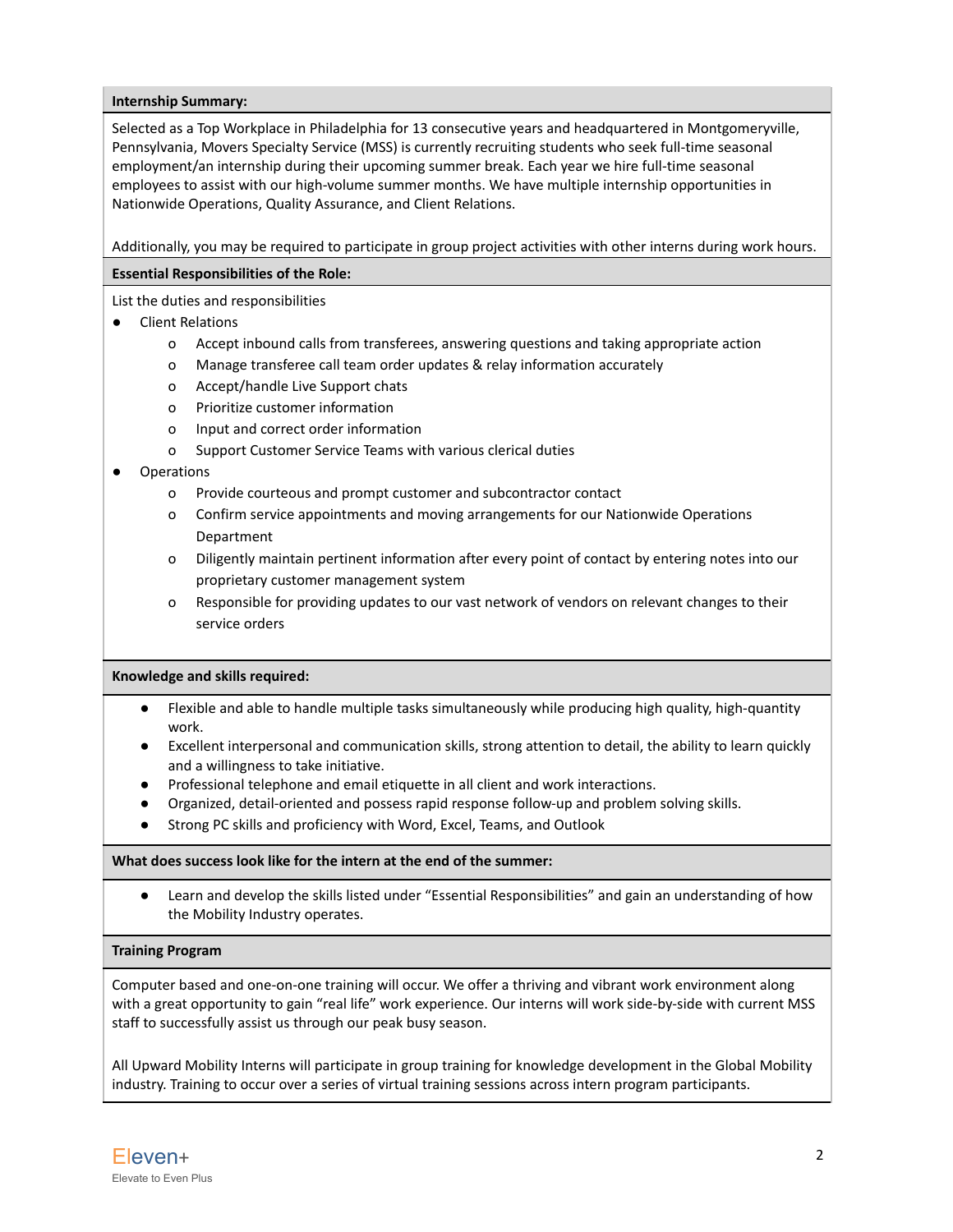**Internship Summary:**

Selected as a Top Workplace in Philadelphia for 13 consecutive years and headquartered in Montgomeryville, Pennsylvania, Movers Specialty Service (MSS) is currently recruiting students who seek full-time seasonal employment/an internship during their upcoming summer break. Each year we hire full-time seasonal employees to assist with our high-volume summer months. We have multiple internship opportunities in Nationwide Operations, Quality Assurance, and Client Relations.

Additionally, you may be required to participate in group project activities with other interns during work hours.

**Essential Responsibilities of the Role:**

List the duties and responsibilities

- Client Relations
  - Accept inbound calls from transferees, answering questions and taking appropriate action
  - Manage transferee call team order updates & relay information accurately
  - Accept/handle Live Support chats
  - Prioritize customer information
  - Input and correct order information
  - Support Customer Service Teams with various clerical duties
- Operations
  - Provide courteous and prompt customer and subcontractor contact
  - Confirm service appointments and moving arrangements for our Nationwide Operations Department
  - Diligently maintain pertinent information after every point of contact by entering notes into our proprietary customer management system
  - Responsible for providing updates to our vast network of vendors on relevant changes to their service orders

**Knowledge and skills required:**

- Flexible and able to handle multiple tasks simultaneously while producing high quality, high-quantity work.
- Excellent interpersonal and communication skills, strong attention to detail, the ability to learn quickly and a willingness to take initiative.
- Professional telephone and email etiquette in all client and work interactions.
- Organized, detail-oriented and possess rapid response follow-up and problem solving skills.
- Strong PC skills and proficiency with Word, Excel, Teams, and Outlook

**What does success look like for the intern at the end of the summer:**

- Learn and develop the skills listed under "Essential Responsibilities" and gain an understanding of how the Mobility Industry operates.

**Training Program**

Computer based and one-on-one training will occur. We offer a thriving and vibrant work environment along with a great opportunity to gain "real life" work experience. Our interns will work side-by-side with current MSS staff to successfully assist us through our peak busy season.

All Upward Mobility Interns will participate in group training for knowledge development in the Global Mobility industry. Training to occur over a series of virtual training sessions across intern program participants.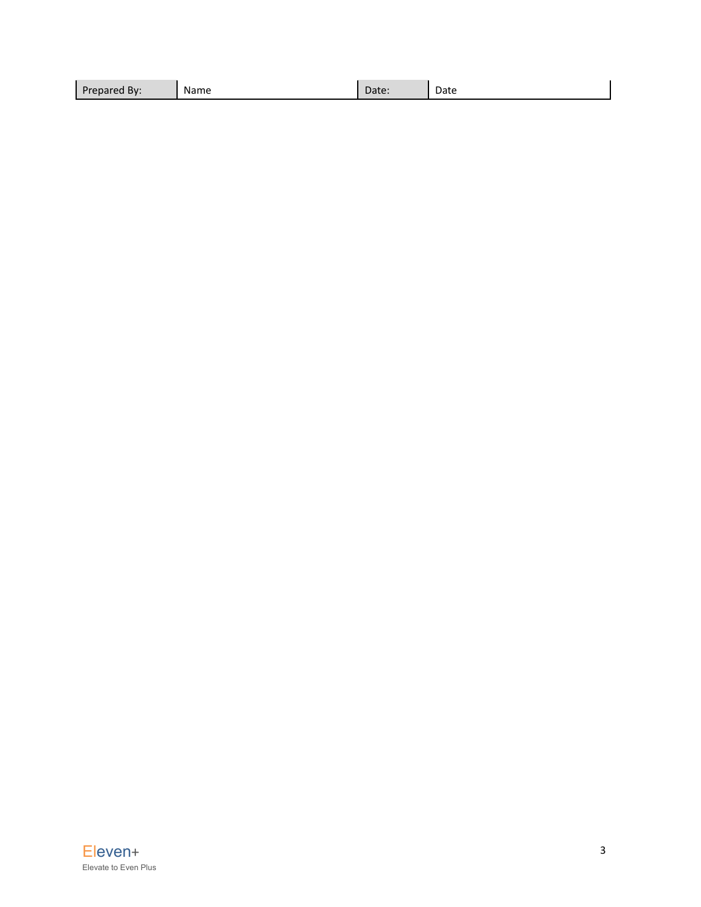| | | | |
|---|---|---|---|
| Prepared By: | Name | Date: | Date |